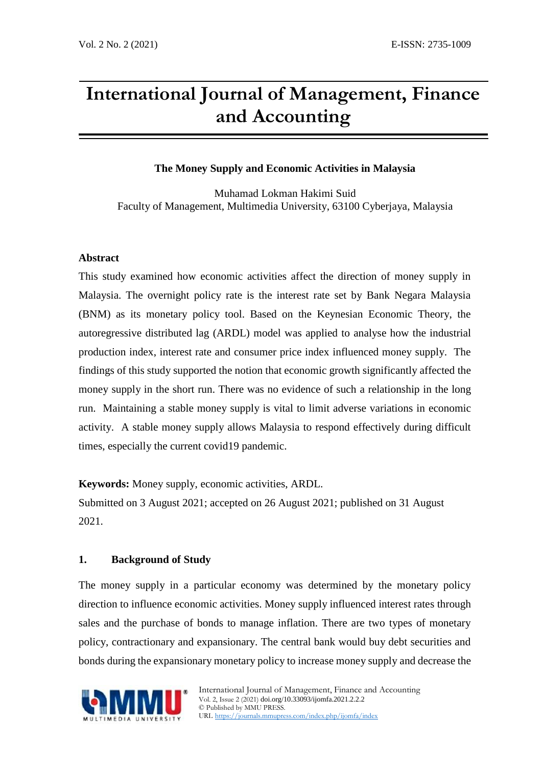# International Journal of Management, Finance and Accounting

## The Money Supply and Economic Activities in Malaysia

Muhamad Lokman Hakimi Suid
Faculty of Management, Multimedia University, 63100 Cyberjaya, Malaysia

### Abstract

This study examined how economic activities affect the direction of money supply in Malaysia. The overnight policy rate is the interest rate set by Bank Negara Malaysia (BNM) as its monetary policy tool. Based on the Keynesian Economic Theory, the autoregressive distributed lag (ARDL) model was applied to analyse how the industrial production index, interest rate and consumer price index influenced money supply. The findings of this study supported the notion that economic growth significantly affected the money supply in the short run. There was no evidence of such a relationship in the long run. Maintaining a stable money supply is vital to limit adverse variations in economic activity. A stable money supply allows Malaysia to respond effectively during difficult times, especially the current covid19 pandemic.

**Keywords:** Money supply, economic activities, ARDL.

Submitted on 3 August 2021; accepted on 26 August 2021; published on 31 August 2021.

## 1. Background of Study

The money supply in a particular economy was determined by the monetary policy direction to influence economic activities. Money supply influenced interest rates through sales and the purchase of bonds to manage inflation. There are two types of monetary policy, contractionary and expansionary. The central bank would buy debt securities and bonds during the expansionary monetary policy to increase money supply and decrease the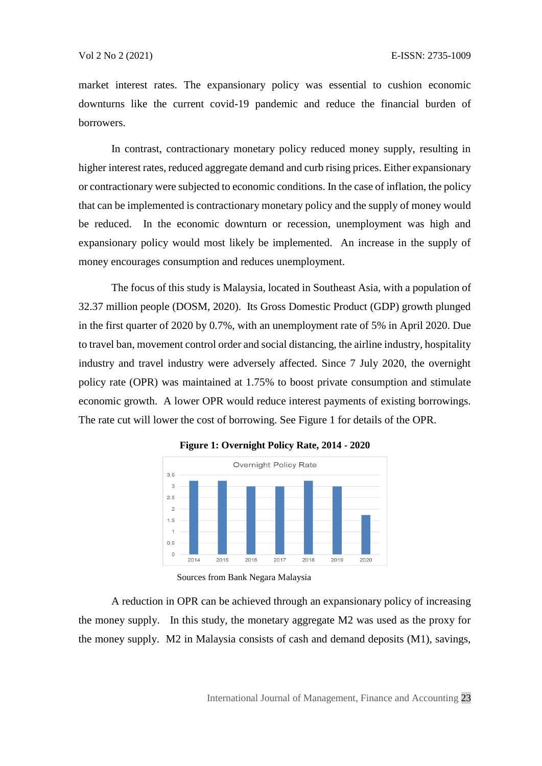market interest rates. The expansionary policy was essential to cushion economic downturns like the current covid-19 pandemic and reduce the financial burden of borrowers.

In contrast, contractionary monetary policy reduced money supply, resulting in higher interest rates, reduced aggregate demand and curb rising prices. Either expansionary or contractionary were subjected to economic conditions. In the case of inflation, the policy that can be implemented is contractionary monetary policy and the supply of money would be reduced. In the economic downturn or recession, unemployment was high and expansionary policy would most likely be implemented. An increase in the supply of money encourages consumption and reduces unemployment.

The focus of this study is Malaysia, located in Southeast Asia, with a population of 32.37 million people (DOSM, 2020). Its Gross Domestic Product (GDP) growth plunged in the first quarter of 2020 by 0.7%, with an unemployment rate of 5% in April 2020. Due to travel ban, movement control order and social distancing, the airline industry, hospitality industry and travel industry were adversely affected. Since 7 July 2020, the overnight policy rate (OPR) was maintained at 1.75% to boost private consumption and stimulate economic growth. A lower OPR would reduce interest payments of existing borrowings. The rate cut will lower the cost of borrowing. See Figure 1 for details of the OPR.

**Figure 1: Overnight Policy Rate, 2014 - 2020**

Sources from Bank Negara Malaysia

A reduction in OPR can be achieved through an expansionary policy of increasing the money supply. In this study, the monetary aggregate M2 was used as the proxy for the money supply. M2 in Malaysia consists of cash and demand deposits (M1), savings,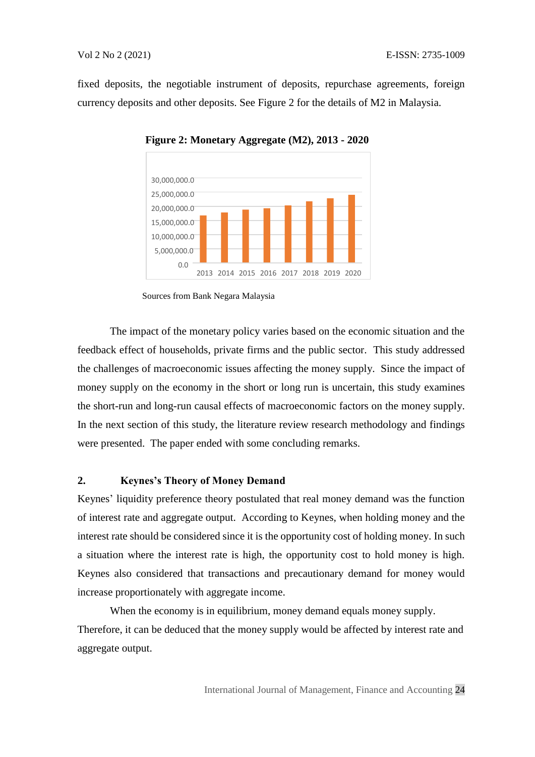fixed deposits, the negotiable instrument of deposits, repurchase agreements, foreign currency deposits and other deposits. See Figure 2 for the details of M2 in Malaysia.

**Figure 2: Monetary Aggregate (M2), 2013 - 2020**

Sources from Bank Negara Malaysia

The impact of the monetary policy varies based on the economic situation and the feedback effect of households, private firms and the public sector. This study addressed the challenges of macroeconomic issues affecting the money supply. Since the impact of money supply on the economy in the short or long run is uncertain, this study examines the short-run and long-run causal effects of macroeconomic factors on the money supply. In the next section of this study, the literature review research methodology and findings were presented. The paper ended with some concluding remarks.

## 2. Keynes's Theory of Money Demand

Keynes' liquidity preference theory postulated that real money demand was the function of interest rate and aggregate output. According to Keynes, when holding money and the interest rate should be considered since it is the opportunity cost of holding money. In such a situation where the interest rate is high, the opportunity cost to hold money is high. Keynes also considered that transactions and precautionary demand for money would increase proportionately with aggregate income.

When the economy is in equilibrium, money demand equals money supply. Therefore, it can be deduced that the money supply would be affected by interest rate and aggregate output.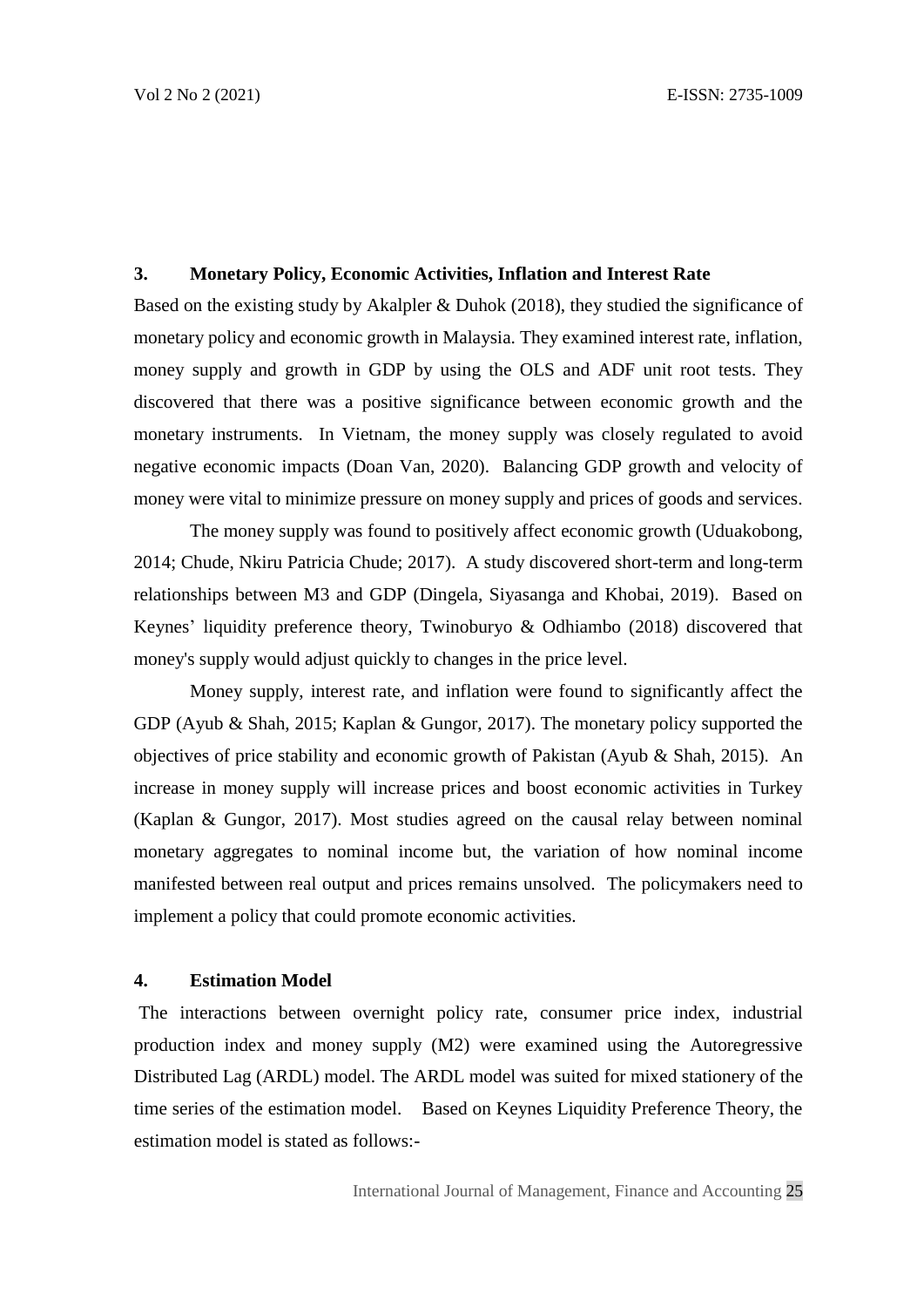## 3. Monetary Policy, Economic Activities, Inflation and Interest Rate

Based on the existing study by Akalpler & Duhok (2018), they studied the significance of monetary policy and economic growth in Malaysia. They examined interest rate, inflation, money supply and growth in GDP by using the OLS and ADF unit root tests. They discovered that there was a positive significance between economic growth and the monetary instruments. In Vietnam, the money supply was closely regulated to avoid negative economic impacts (Doan Van, 2020). Balancing GDP growth and velocity of money were vital to minimize pressure on money supply and prices of goods and services.

The money supply was found to positively affect economic growth (Uduakobong, 2014; Chude, Nkiru Patricia Chude; 2017). A study discovered short-term and long-term relationships between M3 and GDP (Dingela, Siyasanga and Khobai, 2019). Based on Keynes' liquidity preference theory, Twinoburyo & Odhiambo (2018) discovered that money's supply would adjust quickly to changes in the price level.

Money supply, interest rate, and inflation were found to significantly affect the GDP (Ayub & Shah, 2015; Kaplan & Gungor, 2017). The monetary policy supported the objectives of price stability and economic growth of Pakistan (Ayub & Shah, 2015). An increase in money supply will increase prices and boost economic activities in Turkey (Kaplan & Gungor, 2017). Most studies agreed on the causal relay between nominal monetary aggregates to nominal income but, the variation of how nominal income manifested between real output and prices remains unsolved. The policymakers need to implement a policy that could promote economic activities.

## 4. Estimation Model

The interactions between overnight policy rate, consumer price index, industrial production index and money supply (M2) were examined using the Autoregressive Distributed Lag (ARDL) model. The ARDL model was suited for mixed stationery of the time series of the estimation model. Based on Keynes Liquidity Preference Theory, the estimation model is stated as follows:-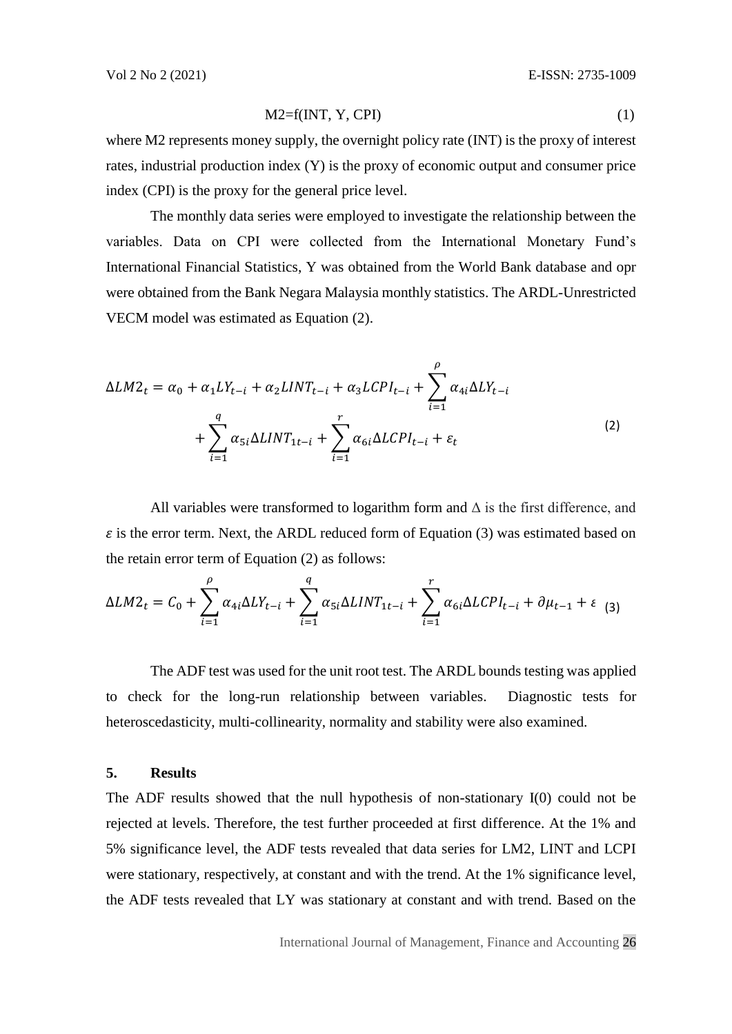$$M2=f(INT, Y, CPI) \tag{1}$$

where M2 represents money supply, the overnight policy rate (INT) is the proxy of interest rates, industrial production index (Y) is the proxy of economic output and consumer price index (CPI) is the proxy for the general price level.

The monthly data series were employed to investigate the relationship between the variables. Data on CPI were collected from the International Monetary Fund's International Financial Statistics, Y was obtained from the World Bank database and opr were obtained from the Bank Negara Malaysia monthly statistics. The ARDL-Unrestricted VECM model was estimated as Equation (2).

$$\Delta LM2_t = \alpha_0 + \alpha_1 LY_{t-i} + \alpha_2 LINT_{t-i} + \alpha_3 LCPI_{t-i} + \sum_{i=1}^{\rho} \alpha_{4i} \Delta LY_{t-i} + \sum_{i=1}^{q} \alpha_{5i} \Delta LINT_{1t-i} + \sum_{i=1}^{r} \alpha_{6i} \Delta LCPI_{t-i} + \varepsilon_t \tag{2}$$

All variables were transformed to logarithm form and $\Delta$ is the first difference, and $\varepsilon$ is the error term. Next, the ARDL reduced form of Equation (3) was estimated based on the retain error term of Equation (2) as follows:

$$\Delta LM2_t = C_0 + \sum_{i=1}^{\rho} \alpha_{4i} \Delta LY_{t-i} + \sum_{i=1}^{q} \alpha_{5i} \Delta LINT_{1t-i} + \sum_{i=1}^{r} \alpha_{6i} \Delta LCPI_{t-i} + \partial \mu_{t-1} + \varepsilon \tag{3}$$

The ADF test was used for the unit root test. The ARDL bounds testing was applied to check for the long-run relationship between variables. Diagnostic tests for heteroscedasticity, multi-collinearity, normality and stability were also examined.

## 5. Results

The ADF results showed that the null hypothesis of non-stationary I(0) could not be rejected at levels. Therefore, the test further proceeded at first difference. At the 1% and 5% significance level, the ADF tests revealed that data series for LM2, LINT and LCPI were stationary, respectively, at constant and with the trend. At the 1% significance level, the ADF tests revealed that LY was stationary at constant and with trend. Based on the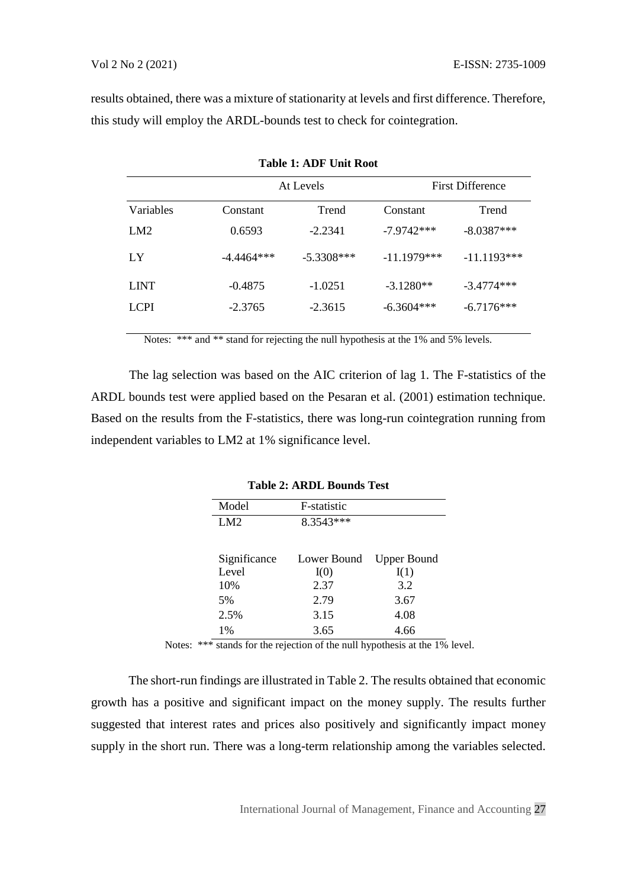results obtained, there was a mixture of stationarity at levels and first difference. Therefore, this study will employ the ARDL-bounds test to check for cointegration.

**Table 1: ADF Unit Root**

| | At Levels | | First Difference | |
|---|---|---|---|---|
| Variables | Constant | Trend | Constant | Trend |
| LM2 | 0.6593 | -2.2341 | -7.9742*** | -8.0387*** |
| LY | -4.4464*** | -5.3308*** | -11.1979*** | -11.1193*** |
| LINT | -0.4875 | -1.0251 | -3.1280** | -3.4774*** |
| LCPI | -2.3765 | -2.3615 | -6.3604*** | -6.7176*** |

Notes: *** and ** stand for rejecting the null hypothesis at the 1% and 5% levels.

The lag selection was based on the AIC criterion of lag 1. The F-statistics of the ARDL bounds test were applied based on the Pesaran et al. (2001) estimation technique. Based on the results from the F-statistics, there was long-run cointegration running from independent variables to LM2 at 1% significance level.

**Table 2: ARDL Bounds Test**

| Model | F-statistic | |
|---|---|---|
| LM2 | 8.3543*** | |
| | | |
| Significance Level | Lower Bound I(0) | Upper Bound I(1) |
| 10% | 2.37 | 3.2 |
| 5% | 2.79 | 3.67 |
| 2.5% | 3.15 | 4.08 |
| 1% | 3.65 | 4.66 |

Notes: *** stands for the rejection of the null hypothesis at the 1% level.

The short-run findings are illustrated in Table 2. The results obtained that economic growth has a positive and significant impact on the money supply. The results further suggested that interest rates and prices also positively and significantly impact money supply in the short run. There was a long-term relationship among the variables selected.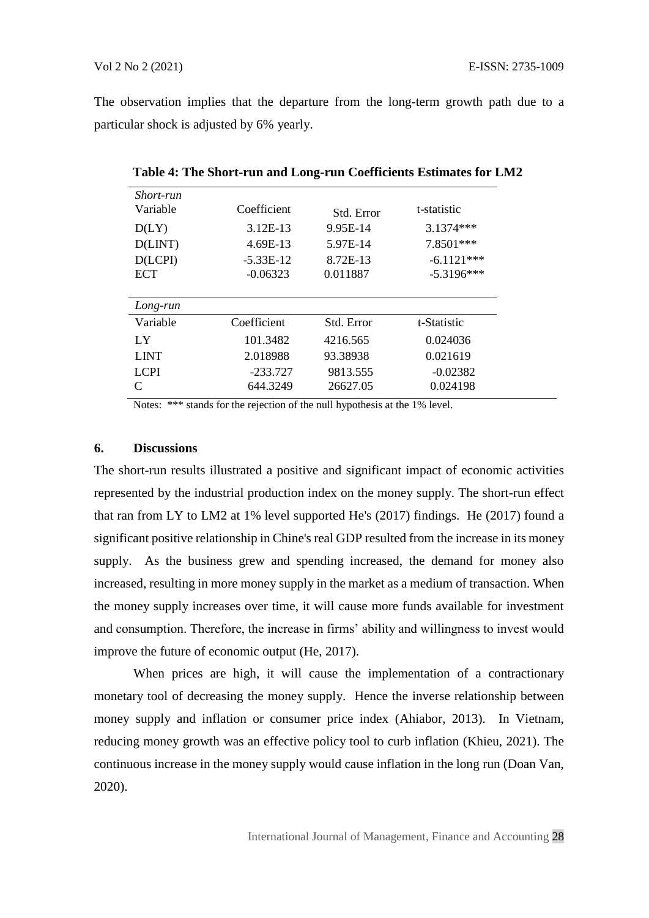The observation implies that the departure from the long-term growth path due to a particular shock is adjusted by 6% yearly.

**Table 4: The Short-run and Long-run Coefficients Estimates for LM2**

| *Short-run* | | | |
|---|---|---|---|
| Variable | Coefficient | Std. Error | t-statistic |
| D(LY) | 3.12E-13 | 9.95E-14 | 3.1374*** |
| D(LINT) | 4.69E-13 | 5.97E-14 | 7.8501*** |
| D(LCPI) | -5.33E-12 | 8.72E-13 | -6.1121*** |
| ECT | -0.06323 | 0.011887 | -5.3196*** |
| *Long-run* | | | |
| Variable | Coefficient | Std. Error | t-Statistic |
| LY | 101.3482 | 4216.565 | 0.024036 |
| LINT | 2.018988 | 93.38938 | 0.021619 |
| LCPI | -233.727 | 9813.555 | -0.02382 |
| C | 644.3249 | 26627.05 | 0.024198 |

Notes: *** stands for the rejection of the null hypothesis at the 1% level.

## 6. Discussions

The short-run results illustrated a positive and significant impact of economic activities represented by the industrial production index on the money supply. The short-run effect that ran from LY to LM2 at 1% level supported He's (2017) findings. He (2017) found a significant positive relationship in Chine's real GDP resulted from the increase in its money supply. As the business grew and spending increased, the demand for money also increased, resulting in more money supply in the market as a medium of transaction. When the money supply increases over time, it will cause more funds available for investment and consumption. Therefore, the increase in firms' ability and willingness to invest would improve the future of economic output (He, 2017).

When prices are high, it will cause the implementation of a contractionary monetary tool of decreasing the money supply. Hence the inverse relationship between money supply and inflation or consumer price index (Ahiabor, 2013). In Vietnam, reducing money growth was an effective policy tool to curb inflation (Khieu, 2021). The continuous increase in the money supply would cause inflation in the long run (Doan Van, 2020).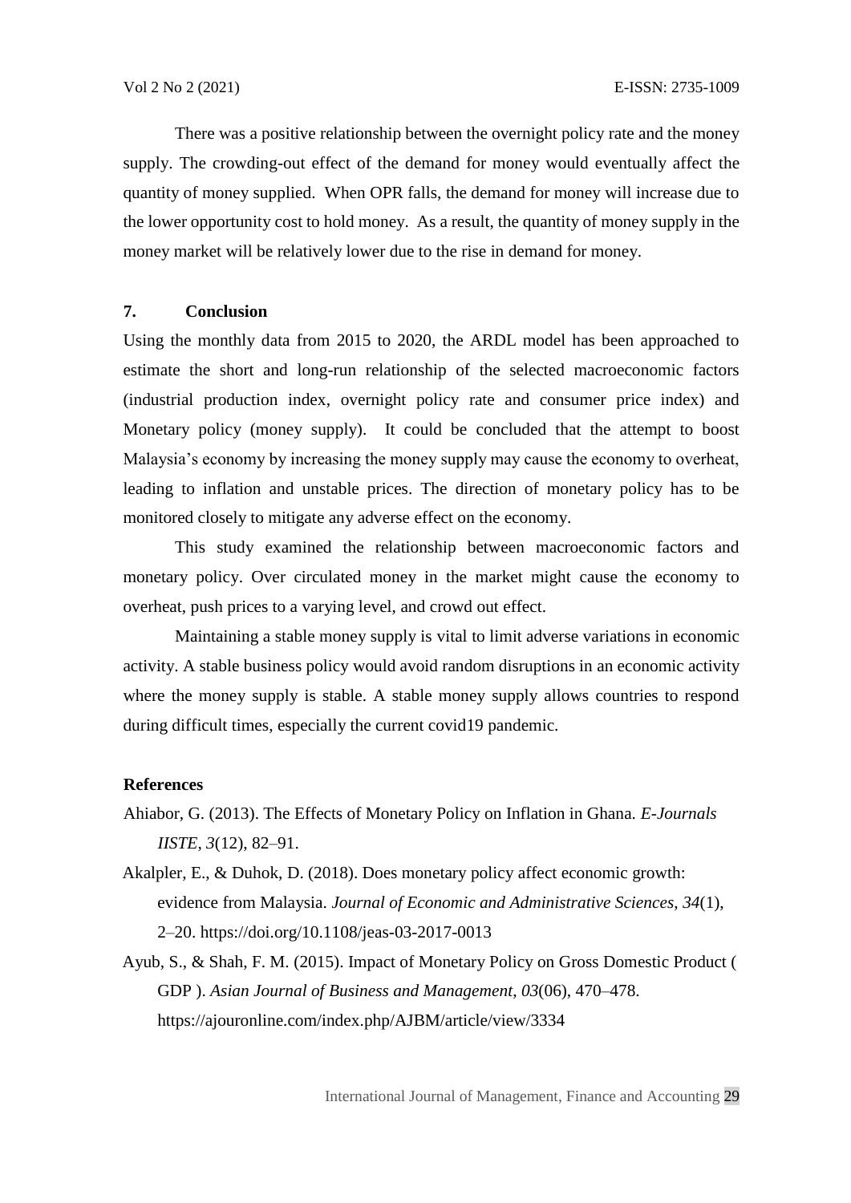There was a positive relationship between the overnight policy rate and the money supply. The crowding-out effect of the demand for money would eventually affect the quantity of money supplied. When OPR falls, the demand for money will increase due to the lower opportunity cost to hold money. As a result, the quantity of money supply in the money market will be relatively lower due to the rise in demand for money.

## 7. Conclusion

Using the monthly data from 2015 to 2020, the ARDL model has been approached to estimate the short and long-run relationship of the selected macroeconomic factors (industrial production index, overnight policy rate and consumer price index) and Monetary policy (money supply). It could be concluded that the attempt to boost Malaysia's economy by increasing the money supply may cause the economy to overheat, leading to inflation and unstable prices. The direction of monetary policy has to be monitored closely to mitigate any adverse effect on the economy.

This study examined the relationship between macroeconomic factors and monetary policy. Over circulated money in the market might cause the economy to overheat, push prices to a varying level, and crowd out effect.

Maintaining a stable money supply is vital to limit adverse variations in economic activity. A stable business policy would avoid random disruptions in an economic activity where the money supply is stable. A stable money supply allows countries to respond during difficult times, especially the current covid19 pandemic.

## References

Ahiabor, G. (2013). The Effects of Monetary Policy on Inflation in Ghana. *E-Journals IISTE*, *3*(12), 82–91.

Akalpler, E., & Duhok, D. (2018). Does monetary policy affect economic growth: evidence from Malaysia. *Journal of Economic and Administrative Sciences*, *34*(1), 2–20. https://doi.org/10.1108/jeas-03-2017-0013

Ayub, S., & Shah, F. M. (2015). Impact of Monetary Policy on Gross Domestic Product ( GDP ). *Asian Journal of Business and Management*, *03*(06), 470–478. https://ajouronline.com/index.php/AJBM/article/view/3334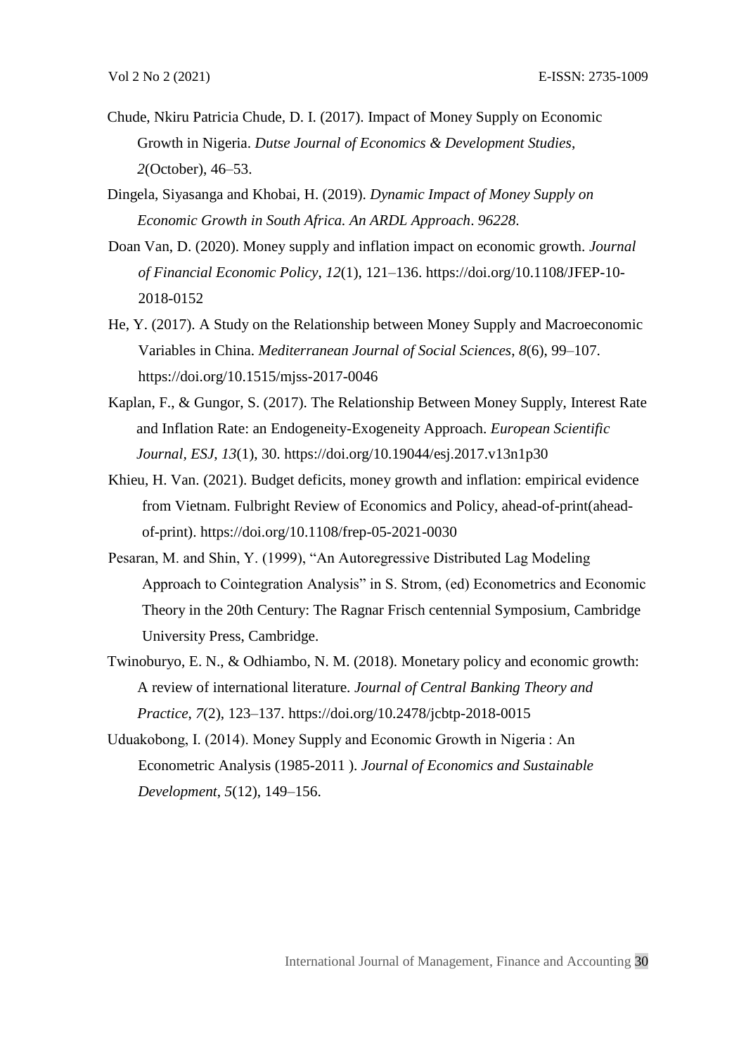Chude, Nkiru Patricia Chude, D. I. (2017). Impact of Money Supply on Economic Growth in Nigeria. *Dutse Journal of Economics & Development Studies*, *2*(October), 46–53.

Dingela, Siyasanga and Khobai, H. (2019). *Dynamic Impact of Money Supply on Economic Growth in South Africa. An ARDL Approach*. *96228*.

Doan Van, D. (2020). Money supply and inflation impact on economic growth. *Journal of Financial Economic Policy*, *12*(1), 121–136. https://doi.org/10.1108/JFEP-10-2018-0152

He, Y. (2017). A Study on the Relationship between Money Supply and Macroeconomic Variables in China. *Mediterranean Journal of Social Sciences*, *8*(6), 99–107. https://doi.org/10.1515/mjss-2017-0046

Kaplan, F., & Gungor, S. (2017). The Relationship Between Money Supply, Interest Rate and Inflation Rate: an Endogeneity-Exogeneity Approach. *European Scientific Journal, ESJ*, *13*(1), 30. https://doi.org/10.19044/esj.2017.v13n1p30

Khieu, H. Van. (2021). Budget deficits, money growth and inflation: empirical evidence from Vietnam. Fulbright Review of Economics and Policy, ahead-of-print(ahead-of-print). https://doi.org/10.1108/frep-05-2021-0030

Pesaran, M. and Shin, Y. (1999), "An Autoregressive Distributed Lag Modeling Approach to Cointegration Analysis" in S. Strom, (ed) Econometrics and Economic Theory in the 20th Century: The Ragnar Frisch centennial Symposium, Cambridge University Press, Cambridge.

Twinoburyo, E. N., & Odhiambo, N. M. (2018). Monetary policy and economic growth: A review of international literature. *Journal of Central Banking Theory and Practice*, *7*(2), 123–137. https://doi.org/10.2478/jcbtp-2018-0015

Uduakobong, I. (2014). Money Supply and Economic Growth in Nigeria : An Econometric Analysis (1985-2011 ). *Journal of Economics and Sustainable Development*, *5*(12), 149–156.